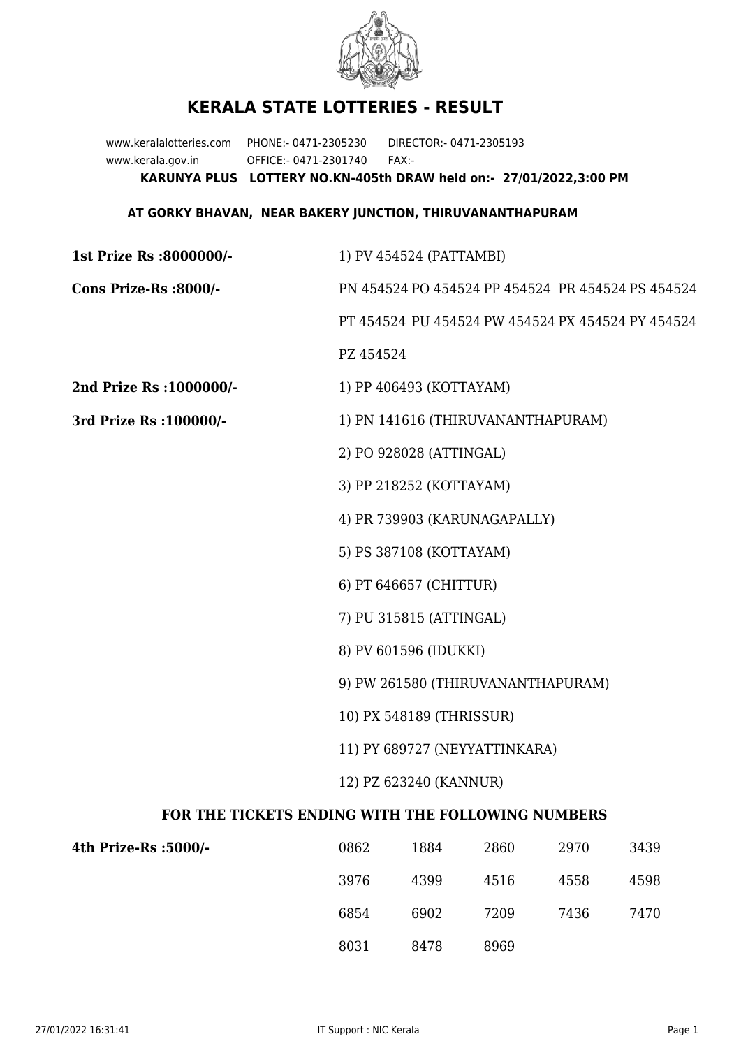# KERALA STATE LOTTERIES - RESULT

www.keralalotteries.com PHONE:- 0471-2305230 DIRECTOR:- 0471-2305193
www.kerala.gov.in OFFICE:- 0471-2301740 FAX:-

**KARUNYA PLUS LOTTERY NO.KN-405th DRAW held on:- 27/01/2022,3:00 PM**

**AT GORKY BHAVAN, NEAR BAKERY JUNCTION, THIRUVANANTHAPURAM**

**1st Prize Rs :8000000/-** 1) PV 454524 (PATTAMBI)

**Cons Prize-Rs :8000/-** PN 454524 PO 454524 PP 454524 PR 454524 PS 454524 PT 454524 PU 454524 PW 454524 PX 454524 PY 454524 PZ 454524

**2nd Prize Rs :1000000/-** 1) PP 406493 (KOTTAYAM)

**3rd Prize Rs :100000/-**

1) PN 141616 (THIRUVANANTHAPURAM)
2) PO 928028 (ATTINGAL)
3) PP 218252 (KOTTAYAM)
4) PR 739903 (KARUNAGAPALLY)
5) PS 387108 (KOTTAYAM)
6) PT 646657 (CHITTUR)
7) PU 315815 (ATTINGAL)
8) PV 601596 (IDUKKI)
9) PW 261580 (THIRUVANANTHAPURAM)
10) PX 548189 (THRISSUR)
11) PY 689727 (NEYYATTINKARA)
12) PZ 623240 (KANNUR)

### FOR THE TICKETS ENDING WITH THE FOLLOWING NUMBERS

**4th Prize-Rs :5000/-**

| | | | | |
|---|---|---|---|---|
| 0862 | 1884 | 2860 | 2970 | 3439 |
| 3976 | 4399 | 4516 | 4558 | 4598 |
| 6854 | 6902 | 7209 | 7436 | 7470 |
| 8031 | 8478 | 8969 | | |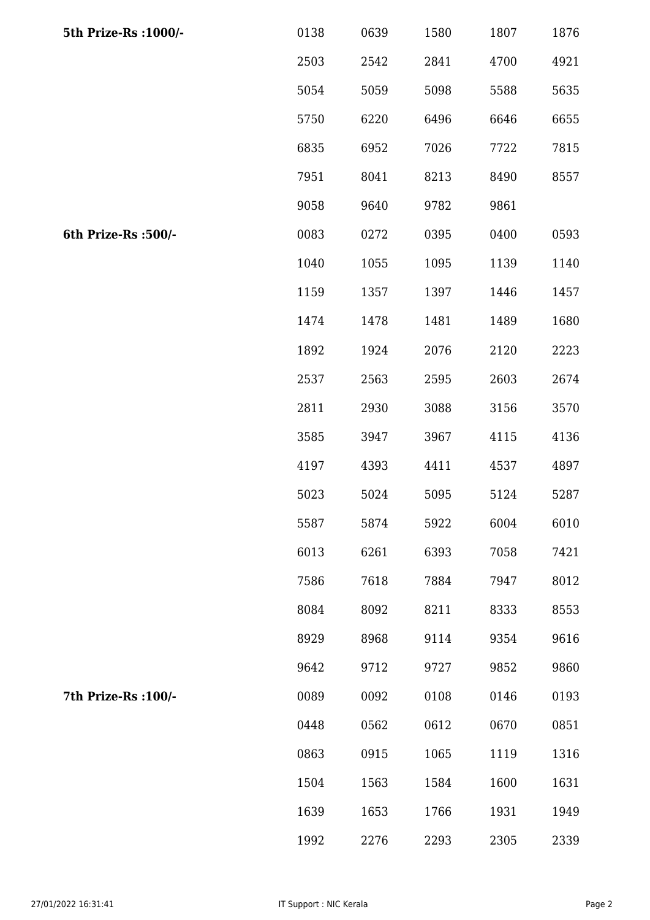| | | | | | |
|---|---|---|---|---|---|
| **5th Prize-Rs :1000/-** | 0138 | 0639 | 1580 | 1807 | 1876 |
| | 2503 | 2542 | 2841 | 4700 | 4921 |
| | 5054 | 5059 | 5098 | 5588 | 5635 |
| | 5750 | 6220 | 6496 | 6646 | 6655 |
| | 6835 | 6952 | 7026 | 7722 | 7815 |
| | 7951 | 8041 | 8213 | 8490 | 8557 |
| | 9058 | 9640 | 9782 | 9861 | |
| **6th Prize-Rs :500/-** | 0083 | 0272 | 0395 | 0400 | 0593 |
| | 1040 | 1055 | 1095 | 1139 | 1140 |
| | 1159 | 1357 | 1397 | 1446 | 1457 |
| | 1474 | 1478 | 1481 | 1489 | 1680 |
| | 1892 | 1924 | 2076 | 2120 | 2223 |
| | 2537 | 2563 | 2595 | 2603 | 2674 |
| | 2811 | 2930 | 3088 | 3156 | 3570 |
| | 3585 | 3947 | 3967 | 4115 | 4136 |
| | 4197 | 4393 | 4411 | 4537 | 4897 |
| | 5023 | 5024 | 5095 | 5124 | 5287 |
| | 5587 | 5874 | 5922 | 6004 | 6010 |
| | 6013 | 6261 | 6393 | 7058 | 7421 |
| | 7586 | 7618 | 7884 | 7947 | 8012 |
| | 8084 | 8092 | 8211 | 8333 | 8553 |
| | 8929 | 8968 | 9114 | 9354 | 9616 |
| | 9642 | 9712 | 9727 | 9852 | 9860 |
| **7th Prize-Rs :100/-** | 0089 | 0092 | 0108 | 0146 | 0193 |
| | 0448 | 0562 | 0612 | 0670 | 0851 |
| | 0863 | 0915 | 1065 | 1119 | 1316 |
| | 1504 | 1563 | 1584 | 1600 | 1631 |
| | 1639 | 1653 | 1766 | 1931 | 1949 |
| | 1992 | 2276 | 2293 | 2305 | 2339 |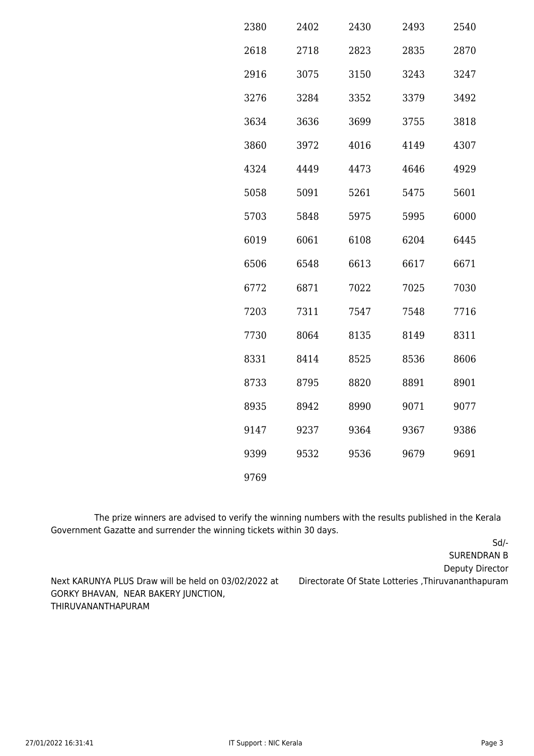| | | | | |
|---|---|---|---|---|
| 2380 | 2402 | 2430 | 2493 | 2540 |
| 2618 | 2718 | 2823 | 2835 | 2870 |
| 2916 | 3075 | 3150 | 3243 | 3247 |
| 3276 | 3284 | 3352 | 3379 | 3492 |
| 3634 | 3636 | 3699 | 3755 | 3818 |
| 3860 | 3972 | 4016 | 4149 | 4307 |
| 4324 | 4449 | 4473 | 4646 | 4929 |
| 5058 | 5091 | 5261 | 5475 | 5601 |
| 5703 | 5848 | 5975 | 5995 | 6000 |
| 6019 | 6061 | 6108 | 6204 | 6445 |
| 6506 | 6548 | 6613 | 6617 | 6671 |
| 6772 | 6871 | 7022 | 7025 | 7030 |
| 7203 | 7311 | 7547 | 7548 | 7716 |
| 7730 | 8064 | 8135 | 8149 | 8311 |
| 8331 | 8414 | 8525 | 8536 | 8606 |
| 8733 | 8795 | 8820 | 8891 | 8901 |
| 8935 | 8942 | 8990 | 9071 | 9077 |
| 9147 | 9237 | 9364 | 9367 | 9386 |
| 9399 | 9532 | 9536 | 9679 | 9691 |
| 9769 | | | | |

The prize winners are advised to verify the winning numbers with the results published in the Kerala Government Gazatte and surrender the winning tickets within 30 days.

Sd/-
SURENDRAN B
Deputy Director
Directorate Of State Lotteries ,Thiruvananthapuram

Next KARUNYA PLUS Draw will be held on 03/02/2022 at GORKY BHAVAN, NEAR BAKERY JUNCTION, THIRUVANANTHAPURAM